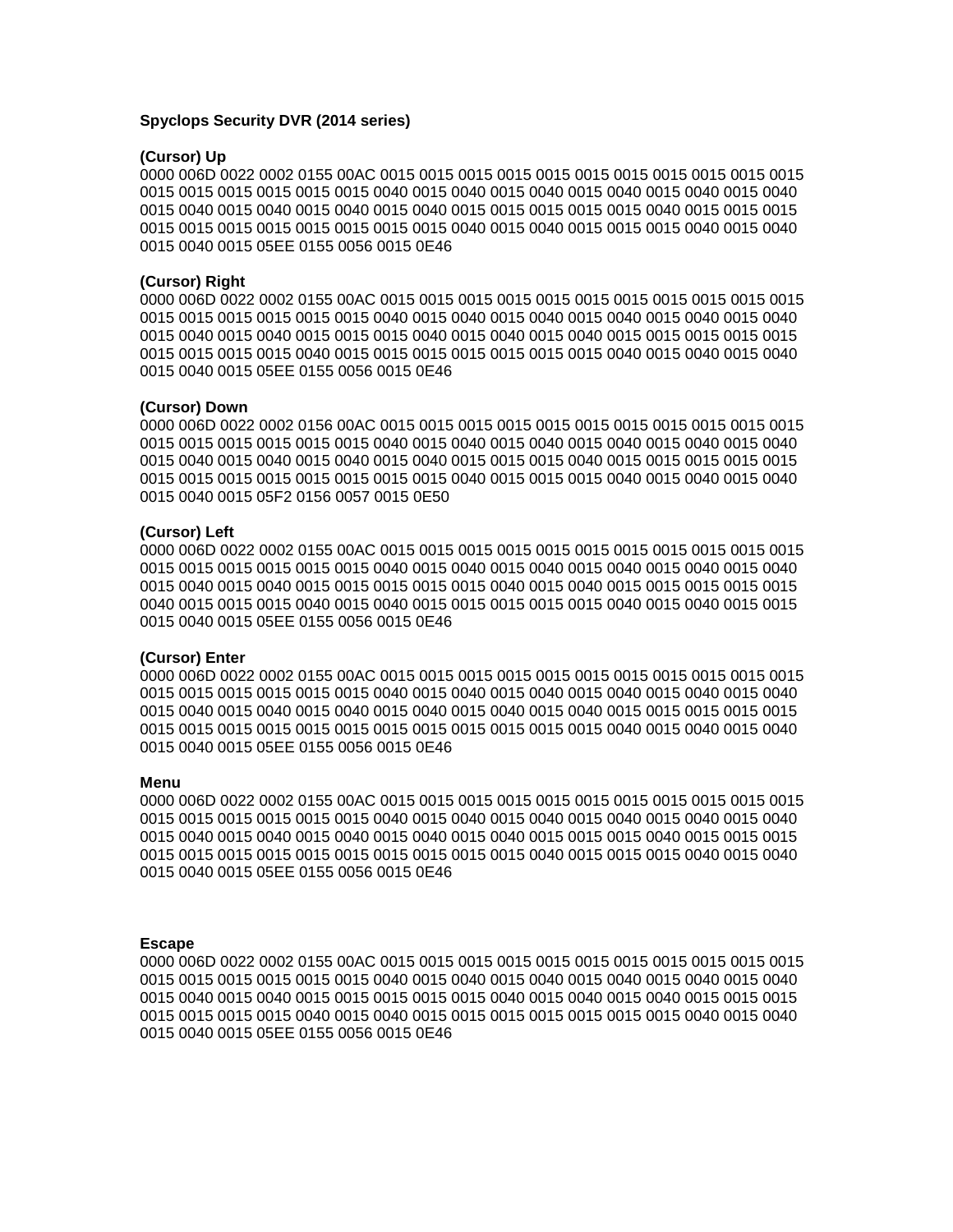**Spyclops Security DVR (2014 series)**

**(Cursor) Up**
0000 006D 0022 0002 0155 00AC 0015 0015 0015 0015 0015 0015 0015 0015 0015 0015 0015 0015 0015 0015 0015 0015 0015 0015 0015 0040 0015 0040 0015 0040 0015 0040 0015 0040 0015 0040 0015 0040 0015 0040 0015 0040 0015 0040 0015 0015 0015 0015 0015 0040 0015 0015 0015 0015 0015 0015 0015 0015 0015 0015 0015 0040 0015 0040 0015 0015 0015 0040 0015 0040 0015 0040 0015 05EE 0155 0056 0015 0E46

**(Cursor) Right**
0000 006D 0022 0002 0155 00AC 0015 0015 0015 0015 0015 0015 0015 0015 0015 0015 0015 0015 0015 0015 0015 0015 0015 0040 0015 0040 0015 0040 0015 0040 0015 0040 0015 0040 0015 0040 0015 0040 0015 0015 0015 0040 0015 0040 0015 0040 0015 0015 0015 0015 0015 0015 0015 0015 0015 0040 0015 0015 0015 0015 0015 0015 0015 0040 0015 0040 0015 0040 0015 0040 0015 05EE 0155 0056 0015 0E46

**(Cursor) Down**
0000 006D 0022 0002 0156 00AC 0015 0015 0015 0015 0015 0015 0015 0015 0015 0015 0015 0015 0015 0015 0015 0015 0015 0040 0015 0040 0015 0040 0015 0040 0015 0040 0015 0040 0015 0040 0015 0040 0015 0040 0015 0040 0015 0015 0015 0040 0015 0015 0015 0015 0015 0015 0015 0015 0015 0015 0015 0015 0015 0040 0015 0015 0015 0040 0015 0040 0015 0040 0015 0040 0015 05F2 0156 0057 0015 0E50

**(Cursor) Left**
0000 006D 0022 0002 0155 00AC 0015 0015 0015 0015 0015 0015 0015 0015 0015 0015 0015 0015 0015 0015 0015 0015 0015 0040 0015 0040 0015 0040 0015 0040 0015 0040 0015 0040 0015 0040 0015 0040 0015 0015 0015 0015 0015 0040 0015 0040 0015 0015 0015 0015 0015 0040 0015 0015 0015 0040 0015 0040 0015 0015 0015 0015 0015 0040 0015 0040 0015 0015 0015 0040 0015 05EE 0155 0056 0015 0E46

**(Cursor) Enter**
0000 006D 0022 0002 0155 00AC 0015 0015 0015 0015 0015 0015 0015 0015 0015 0015 0015 0015 0015 0015 0015 0015 0015 0040 0015 0040 0015 0040 0015 0040 0015 0040 0015 0040 0015 0040 0015 0040 0015 0040 0015 0040 0015 0040 0015 0040 0015 0015 0015 0015 0015 0015 0015 0015 0015 0015 0015 0015 0015 0015 0015 0015 0015 0040 0015 0040 0015 0040 0015 0040 0015 05EE 0155 0056 0015 0E46

**Menu**
0000 006D 0022 0002 0155 00AC 0015 0015 0015 0015 0015 0015 0015 0015 0015 0015 0015 0015 0015 0015 0015 0015 0015 0040 0015 0040 0015 0040 0015 0040 0015 0040 0015 0040 0015 0040 0015 0040 0015 0040 0015 0040 0015 0040 0015 0015 0015 0040 0015 0015 0015 0015 0015 0015 0015 0015 0015 0015 0015 0015 0015 0040 0015 0015 0015 0040 0015 0040 0015 0040 0015 05EE 0155 0056 0015 0E46

**Escape**
0000 006D 0022 0002 0155 00AC 0015 0015 0015 0015 0015 0015 0015 0015 0015 0015 0015 0015 0015 0015 0015 0015 0015 0040 0015 0040 0015 0040 0015 0040 0015 0040 0015 0040 0015 0040 0015 0040 0015 0015 0015 0015 0015 0040 0015 0040 0015 0040 0015 0015 0015 0015 0015 0015 0015 0015 0015 0040 0015 0040 0015 0015 0015 0015 0015 0015 0015 0015 0015 0040 0015 0040 0015 0040 0015 05EE 0155 0056 0015 0E46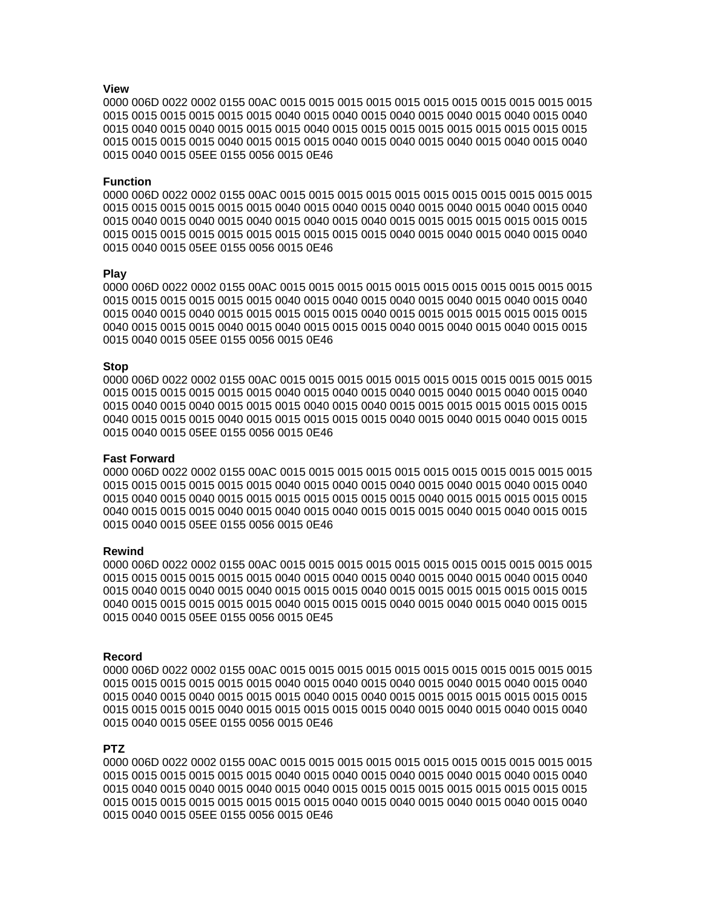**View**
0000 006D 0022 0002 0155 00AC 0015 0015 0015 0015 0015 0015 0015 0015 0015 0015 0015
0015 0015 0015 0015 0015 0015 0040 0015 0040 0015 0040 0015 0040 0015 0040 0015 0040
0015 0040 0015 0040 0015 0015 0015 0040 0015 0015 0015 0015 0015 0015 0015 0015
0015 0015 0015 0015 0040 0015 0015 0015 0040 0015 0040 0015 0040 0015 0040 0015 0040
0015 0040 0015 05EE 0155 0056 0015 0E46

**Function**
0000 006D 0022 0002 0155 00AC 0015 0015 0015 0015 0015 0015 0015 0015 0015 0015 0015
0015 0015 0015 0015 0015 0015 0040 0015 0040 0015 0040 0015 0040 0015 0040 0015 0040
0015 0040 0015 0040 0015 0040 0015 0040 0015 0040 0015 0015 0015 0015 0015 0015
0015 0015 0015 0015 0015 0015 0015 0015 0015 0015 0040 0015 0040 0015 0040 0015 0040
0015 0040 0015 05EE 0155 0056 0015 0E46

**Play**
0000 006D 0022 0002 0155 00AC 0015 0015 0015 0015 0015 0015 0015 0015 0015 0015 0015
0015 0015 0015 0015 0015 0015 0040 0015 0040 0015 0040 0015 0040 0015 0040 0015 0040
0015 0040 0015 0040 0015 0015 0015 0015 0015 0040 0015 0015 0015 0015 0015 0015
0040 0015 0015 0015 0040 0015 0040 0015 0015 0015 0040 0015 0040 0015 0040 0015 0015
0015 0040 0015 05EE 0155 0056 0015 0E46

**Stop**
0000 006D 0022 0002 0155 00AC 0015 0015 0015 0015 0015 0015 0015 0015 0015 0015 0015
0015 0015 0015 0015 0015 0015 0040 0015 0040 0015 0040 0015 0040 0015 0040 0015 0040
0015 0040 0015 0040 0015 0015 0015 0040 0015 0040 0015 0015 0015 0015 0015 0015
0040 0015 0015 0015 0040 0015 0015 0015 0015 0015 0040 0015 0040 0015 0040 0015 0015
0015 0040 0015 05EE 0155 0056 0015 0E46

**Fast Forward**
0000 006D 0022 0002 0155 00AC 0015 0015 0015 0015 0015 0015 0015 0015 0015 0015 0015
0015 0015 0015 0015 0015 0015 0040 0015 0040 0015 0040 0015 0040 0015 0040 0015 0040
0015 0040 0015 0040 0015 0015 0015 0015 0015 0015 0015 0040 0015 0015 0015 0015 0015
0040 0015 0015 0015 0040 0015 0040 0015 0040 0015 0015 0015 0040 0015 0040 0015 0015
0015 0040 0015 05EE 0155 0056 0015 0E46

**Rewind**
0000 006D 0022 0002 0155 00AC 0015 0015 0015 0015 0015 0015 0015 0015 0015 0015 0015
0015 0015 0015 0015 0015 0015 0040 0015 0040 0015 0040 0015 0040 0015 0040 0015 0040
0015 0040 0015 0040 0015 0040 0015 0015 0015 0040 0015 0015 0015 0015 0015 0015
0040 0015 0015 0015 0015 0015 0040 0015 0015 0015 0040 0015 0040 0015 0040 0015 0015
0015 0040 0015 05EE 0155 0056 0015 0E45

**Record**
0000 006D 0022 0002 0155 00AC 0015 0015 0015 0015 0015 0015 0015 0015 0015 0015 0015
0015 0015 0015 0015 0015 0015 0040 0015 0040 0015 0040 0015 0040 0015 0040 0015 0040
0015 0040 0015 0040 0015 0015 0015 0040 0015 0040 0015 0015 0015 0015 0015 0015
0015 0015 0015 0015 0040 0015 0015 0015 0015 0015 0040 0015 0040 0015 0040 0015 0040
0015 0040 0015 05EE 0155 0056 0015 0E46

**PTZ**
0000 006D 0022 0002 0155 00AC 0015 0015 0015 0015 0015 0015 0015 0015 0015 0015 0015
0015 0015 0015 0015 0015 0015 0040 0015 0040 0015 0040 0015 0040 0015 0040 0015 0040
0015 0040 0015 0040 0015 0040 0015 0040 0015 0015 0015 0015 0015 0015 0015 0015
0015 0015 0015 0015 0015 0015 0015 0015 0040 0015 0040 0015 0040 0015 0040 0015 0040
0015 0040 0015 05EE 0155 0056 0015 0E46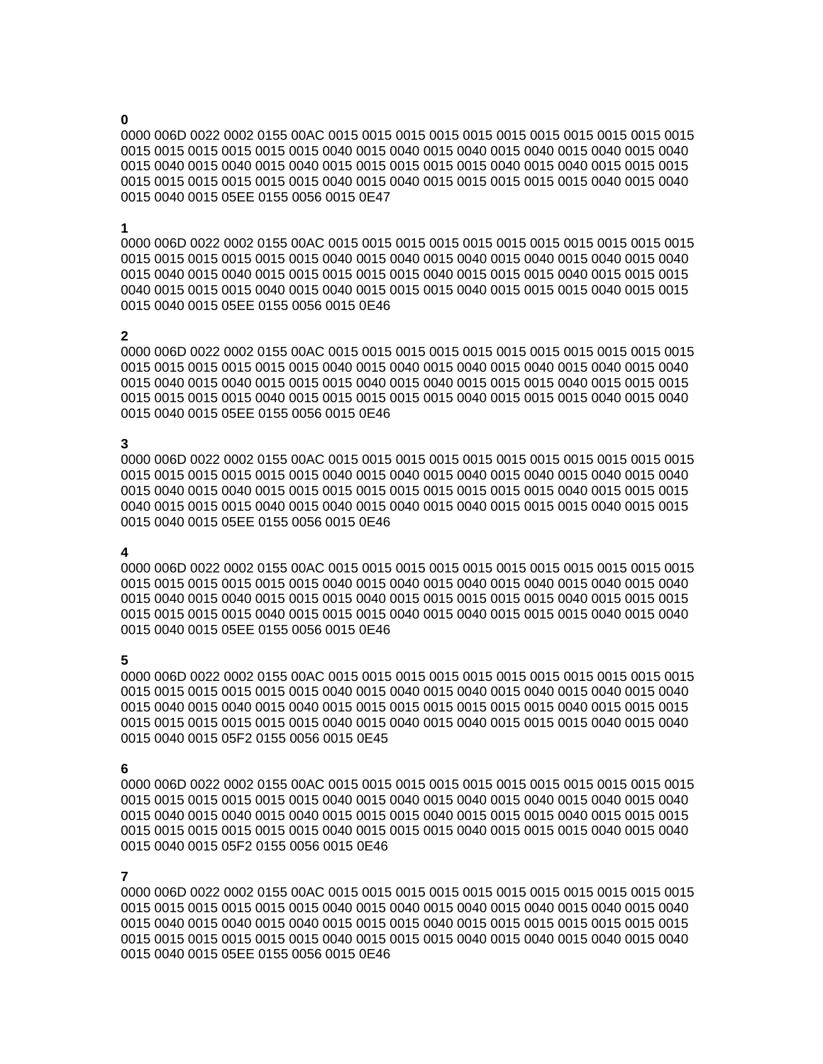**0**
0000 006D 0022 0002 0155 00AC 0015 0015 0015 0015 0015 0015 0015 0015 0015 0015 0015 0015 0015 0015 0015 0015 0015 0040 0015 0040 0015 0040 0015 0040 0015 0040 0015 0040 0015 0040 0015 0040 0015 0040 0015 0015 0015 0015 0015 0040 0015 0040 0015 0015 0015 0015 0015 0015 0015 0015 0015 0040 0015 0040 0015 0015 0015 0015 0015 0040 0015 0040 0015 0040 0015 05EE 0155 0056 0015 0E47

**1**
0000 006D 0022 0002 0155 00AC 0015 0015 0015 0015 0015 0015 0015 0015 0015 0015 0015 0015 0015 0015 0015 0015 0015 0040 0015 0040 0015 0040 0015 0040 0015 0040 0015 0040 0015 0040 0015 0040 0015 0015 0015 0015 0015 0040 0015 0015 0015 0040 0015 0015 0015 0040 0015 0015 0015 0040 0015 0040 0015 0015 0015 0040 0015 0015 0015 0040 0015 0015 0015 0040 0015 05EE 0155 0056 0015 0E46

**2**
0000 006D 0022 0002 0155 00AC 0015 0015 0015 0015 0015 0015 0015 0015 0015 0015 0015 0015 0015 0015 0015 0015 0015 0040 0015 0040 0015 0040 0015 0040 0015 0040 0015 0040 0015 0040 0015 0040 0015 0015 0015 0040 0015 0040 0015 0015 0015 0040 0015 0015 0015 0015 0015 0015 0015 0040 0015 0015 0015 0015 0015 0040 0015 0015 0015 0040 0015 0040 0015 0040 0015 05EE 0155 0056 0015 0E46

**3**
0000 006D 0022 0002 0155 00AC 0015 0015 0015 0015 0015 0015 0015 0015 0015 0015 0015 0015 0015 0015 0015 0015 0015 0040 0015 0040 0015 0040 0015 0040 0015 0040 0015 0040 0015 0040 0015 0040 0015 0015 0015 0015 0015 0015 0015 0015 0015 0040 0015 0015 0015 0040 0015 0015 0015 0040 0015 0040 0015 0040 0015 0040 0015 0015 0015 0040 0015 0015 0015 0040 0015 05EE 0155 0056 0015 0E46

**4**
0000 006D 0022 0002 0155 00AC 0015 0015 0015 0015 0015 0015 0015 0015 0015 0015 0015 0015 0015 0015 0015 0015 0015 0040 0015 0040 0015 0040 0015 0040 0015 0040 0015 0040 0015 0040 0015 0015 0015 0040 0015 0015 0015 0015 0015 0015 0015 0040 0015 0015 0015 0015 0015 0015 0015 0040 0015 0015 0015 0040 0015 0040 0015 0015 0015 0040 0015 0040 0015 0040 0015 05EE 0155 0056 0015 0E46

**5**
0000 006D 0022 0002 0155 00AC 0015 0015 0015 0015 0015 0015 0015 0015 0015 0015 0015 0015 0015 0015 0015 0015 0015 0040 0015 0040 0015 0040 0015 0040 0015 0040 0015 0040 0015 0040 0015 0040 0015 0040 0015 0015 0015 0015 0015 0015 0015 0040 0015 0015 0015 0015 0015 0015 0015 0015 0015 0015 0015 0040 0015 0040 0015 0040 0015 0015 0015 0040 0015 0040 0015 0040 0015 05F2 0155 0056 0015 0E45

**6**
0000 006D 0022 0002 0155 00AC 0015 0015 0015 0015 0015 0015 0015 0015 0015 0015 0015 0015 0015 0015 0015 0015 0015 0040 0015 0040 0015 0040 0015 0040 0015 0040 0015 0040 0015 0040 0015 0040 0015 0040 0015 0015 0015 0040 0015 0015 0015 0040 0015 0015 0015 0015 0015 0015 0015 0015 0015 0015 0015 0040 0015 0015 0015 0040 0015 0015 0015 0040 0015 0040 0015 0040 0015 05F2 0155 0056 0015 0E46

**7**
0000 006D 0022 0002 0155 00AC 0015 0015 0015 0015 0015 0015 0015 0015 0015 0015 0015 0015 0015 0015 0015 0015 0015 0040 0015 0040 0015 0040 0015 0040 0015 0040 0015 0040 0015 0040 0015 0040 0015 0040 0015 0015 0015 0040 0015 0015 0015 0015 0015 0015 0015 0015 0015 0015 0015 0015 0015 0015 0015 0040 0015 0015 0015 0040 0015 0040 0015 0040 0015 0040 0015 0040 0015 05EE 0155 0056 0015 0E46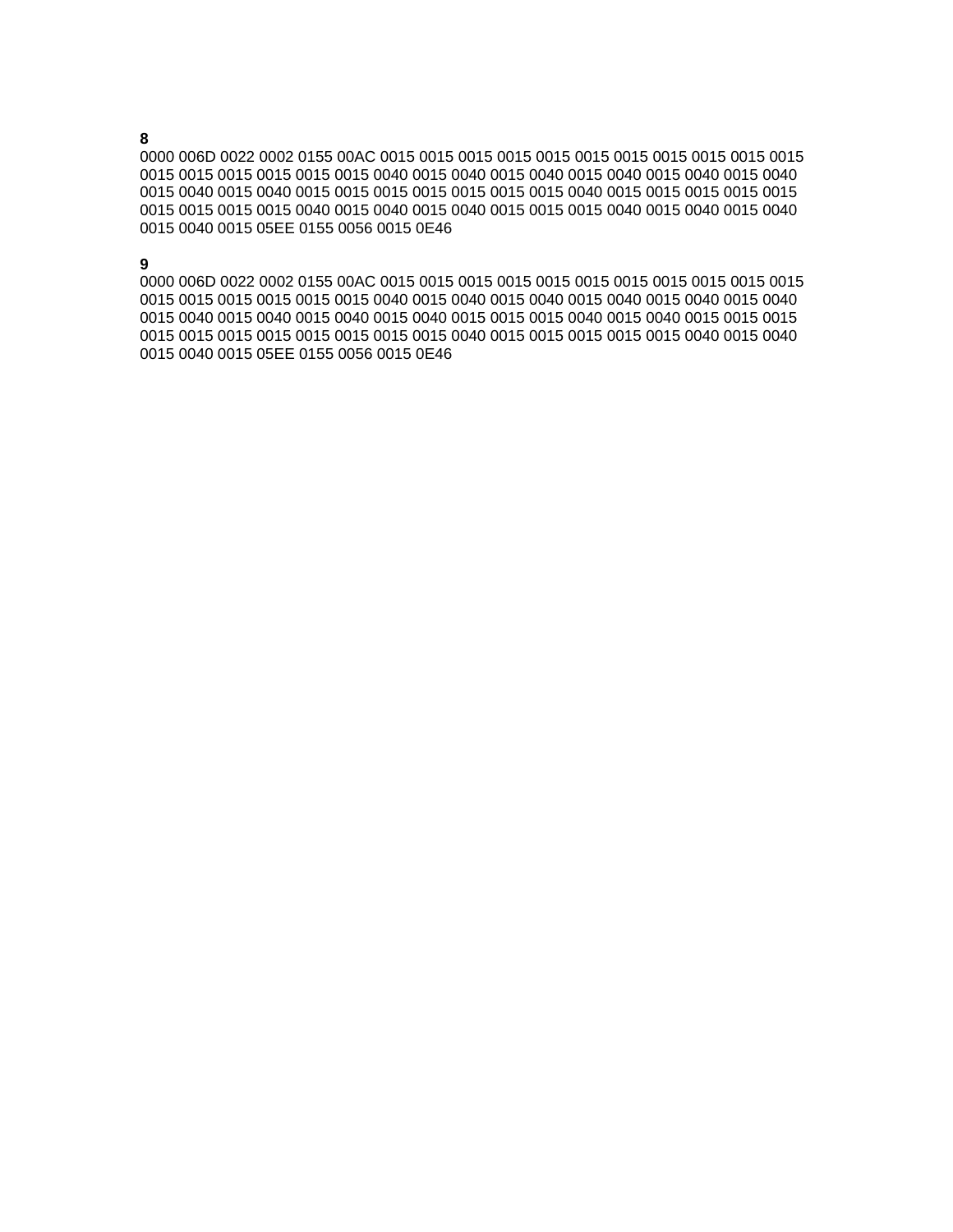**8**

0000 006D 0022 0002 0155 00AC 0015 0015 0015 0015 0015 0015 0015 0015 0015 0015 0015 0015 0015 0015 0015 0015 0015 0040 0015 0040 0015 0040 0015 0040 0015 0040 0015 0040 0015 0040 0015 0040 0015 0015 0015 0015 0015 0015 0015 0040 0015 0015 0015 0015 0015 0015 0015 0015 0015 0040 0015 0040 0015 0040 0015 0015 0015 0040 0015 0040 0015 0040 0015 0040 0015 05EE 0155 0056 0015 0E46

**9**

0000 006D 0022 0002 0155 00AC 0015 0015 0015 0015 0015 0015 0015 0015 0015 0015 0015 0015 0015 0015 0015 0015 0015 0040 0015 0040 0015 0040 0015 0040 0015 0040 0015 0040 0015 0040 0015 0040 0015 0040 0015 0040 0015 0015 0015 0040 0015 0040 0015 0015 0015 0015 0015 0015 0015 0015 0015 0015 0015 0040 0015 0015 0015 0015 0015 0040 0015 0040 0015 0040 0015 05EE 0155 0056 0015 0E46